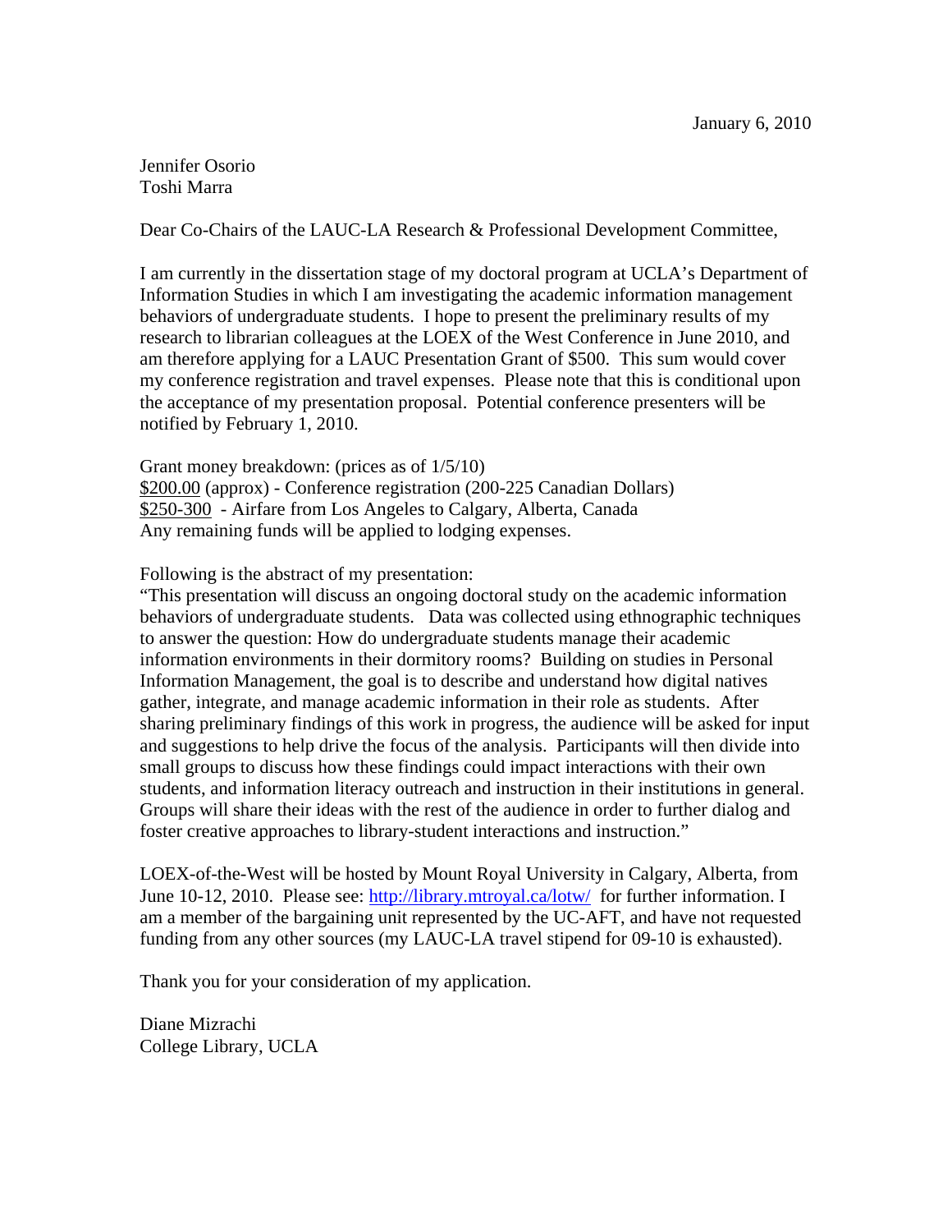January 6, 2010

Jennifer Osorio  
Toshi Marra

Dear Co-Chairs of the LAUC-LA Research & Professional Development Committee,

I am currently in the dissertation stage of my doctoral program at UCLA's Department of Information Studies in which I am investigating the academic information management behaviors of undergraduate students. I hope to present the preliminary results of my research to librarian colleagues at the LOEX of the West Conference in June 2010, and am therefore applying for a LAUC Presentation Grant of $500. This sum would cover my conference registration and travel expenses. Please note that this is conditional upon the acceptance of my presentation proposal. Potential conference presenters will be notified by February 1, 2010.

Grant money breakdown: (prices as of 1/5/10)  
<u>$200.00</u> (approx) - Conference registration (200-225 Canadian Dollars)  
<u>$250-300</u> - Airfare from Los Angeles to Calgary, Alberta, Canada  
Any remaining funds will be applied to lodging expenses.

Following is the abstract of my presentation:  
"This presentation will discuss an ongoing doctoral study on the academic information behaviors of undergraduate students. Data was collected using ethnographic techniques to answer the question: How do undergraduate students manage their academic information environments in their dormitory rooms? Building on studies in Personal Information Management, the goal is to describe and understand how digital natives gather, integrate, and manage academic information in their role as students. After sharing preliminary findings of this work in progress, the audience will be asked for input and suggestions to help drive the focus of the analysis. Participants will then divide into small groups to discuss how these findings could impact interactions with their own students, and information literacy outreach and instruction in their institutions in general. Groups will share their ideas with the rest of the audience in order to further dialog and foster creative approaches to library-student interactions and instruction."

LOEX-of-the-West will be hosted by Mount Royal University in Calgary, Alberta, from June 10-12, 2010. Please see: [http://library.mtroyal.ca/lotw/](http://library.mtroyal.ca/lotw/) for further information. I am a member of the bargaining unit represented by the UC-AFT, and have not requested funding from any other sources (my LAUC-LA travel stipend for 09-10 is exhausted).

Thank you for your consideration of my application.

Diane Mizrachi  
College Library, UCLA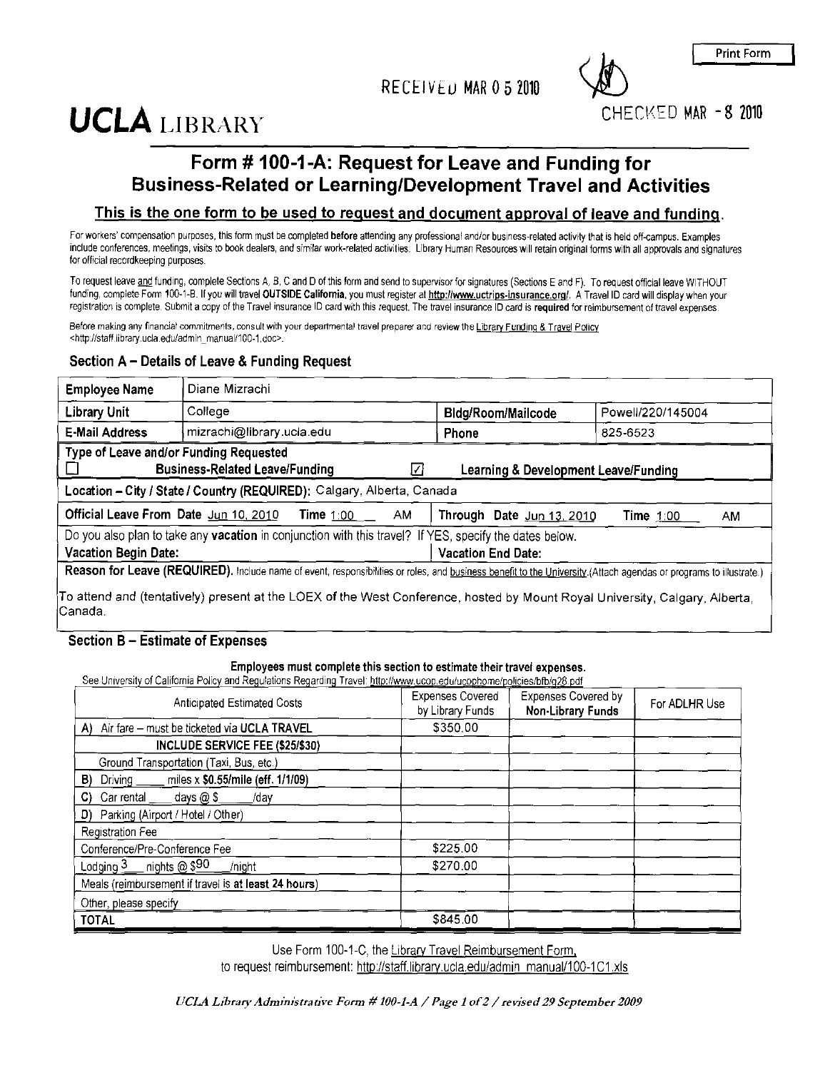RECEIVED MAR 0 5 2010

CHECKED MAR - 8 2010

Print Form

# UCLA LIBRARY

## Form # 100-1-A: Request for Leave and Funding for Business-Related or Learning/Development Travel and Activities

**This is the one form to be used to request and document approval of leave and funding.**

For workers' compensation purposes, this form must be completed **before** attending any professional and/or business-related activity that is held off-campus. Examples include conferences, meetings, visits to book dealers, and similar work-related activities. Library Human Resources will retain original forms with all approvals and signatures for official recordkeeping purposes.

To request leave and funding, complete Sections A, B, C and D of this form and send to supervisor for signatures (Sections E and F). To request official leave WITHOUT funding, complete Form 100-1-B. If you will travel **OUTSIDE California**, you must register at **http://www.uctrips-insurance.org/**. A Travel ID card will display when your registration is complete. Submit a copy of the Travel insurance ID card with this request. The travel insurance ID card is **required** for reimbursement of travel expenses.

Before making any financial commitments, consult with your departmental travel preparer and review the Library Funding & Travel Policy <http://staff.library.ucla.edu/admin_manual/100-1.doc>.

### Section A – Details of Leave & Funding Request

| **Employee Name** | Diane Mizrachi | | |
|---|---|---|---|
| **Library Unit** | College | **Bldg/Room/Mailcode** | Powell/220/145004 |
| **E-Mail Address** | mizrachi@library.ucla.edu | **Phone** | 825-6523 |

**Type of Leave and/or Funding Requested**

☐ **Business-Related Leave/Funding** ☑ **Learning & Development Leave/Funding**

**Location – City / State / Country (REQUIRED):** Calgary, Alberta, Canada

**Official Leave From Date** Jun 10, 2010 **Time** 1:00 AM | **Through Date** Jun 13, 2010 **Time** 1:00 AM

Do you also plan to take any **vacation** in conjunction with this travel? If YES, specify the dates below.

**Vacation Begin Date:** | **Vacation End Date:**

**Reason for Leave (REQUIRED).** Include name of event, responsibilities or roles, and business benefit to the University. (Attach agendas or programs to illustrate.)

To attend and (tentatively) present at the LOEX of the West Conference, hosted by Mount Royal University, Calgary, Alberta, Canada.

### Section B – Estimate of Expenses

**Employees must complete this section to estimate their travel expenses.**

See University of California Policy and Regulations Regarding Travel: http://www.ucop.edu/ucophome/policies/bfb/g28.pdf

| Anticipated Estimated Costs | Expenses Covered by Library Funds | Expenses Covered by **Non-Library Funds** | For ADLHR Use |
|---|---|---|---|
| A) Air fare – must be ticketed via **UCLA TRAVEL** | $350.00 | | |
| **INCLUDE SERVICE FEE ($25/$30)** | | | |
| Ground Transportation (Taxi, Bus, etc.) | | | |
| B) Driving ____ miles x **$0.55/mile (eff. 1/1/09)** | | | |
| C) Car rental ____ days @ $ ____ /day | | | |
| D) Parking (Airport / Hotel / Other) | | | |
| Registration Fee | | | |
| Conference/Pre-Conference Fee | $225.00 | | |
| Lodging 3 nights @ $90 /night | $270.00 | | |
| Meals (reimbursement if travel is **at least 24 hours**) | | | |
| Other, please specify | | | |
| **TOTAL** | $845.00 | | |

Use Form 100-1-C, the Library Travel Reimbursement Form, to request reimbursement: http://staff.library.ucla.edu/admin_manual/100-1C1.xls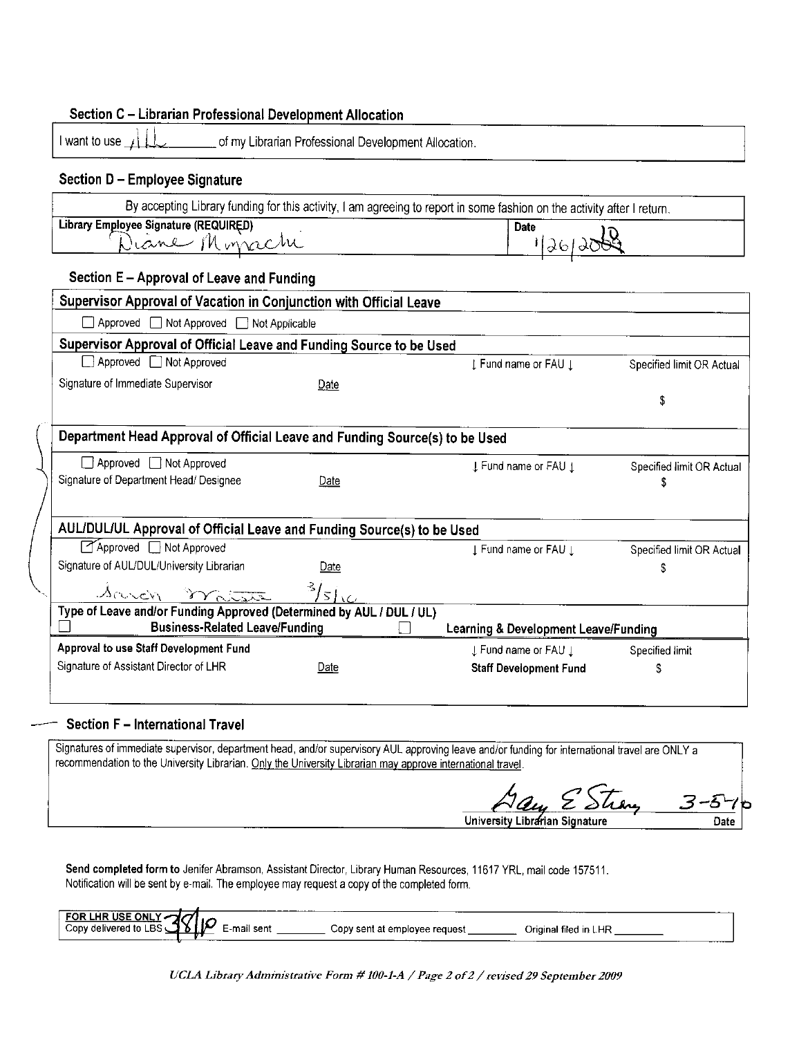## Section C – Librarian Professional Development Allocation

I want to use ALL of my Librarian Professional Development Allocation.

## Section D – Employee Signature

By accepting Library funding for this activity, I am agreeing to report in some fashion on the activity after I return.

| Library Employee Signature (REQUIRED) | Date |
|---|---|
| Diane Mizrachi | 1/26/2010 |

## Section E – Approval of Leave and Funding

**Supervisor Approval of Vacation in Conjunction with Official Leave**

☐ Approved ☐ Not Approved ☐ Not Applicable

**Supervisor Approval of Official Leave and Funding Source to be Used**

| ☐ Approved ☐ Not Approved | | ↓ Fund name or FAU ↓ | Specified limit OR Actual |
|---|---|---|---|
| Signature of Immediate Supervisor | Date | | $ |

**Department Head Approval of Official Leave and Funding Source(s) to be Used**

| ☐ Approved ☐ Not Approved | | ↓ Fund name or FAU ↓ | Specified limit OR Actual |
|---|---|---|---|
| Signature of Department Head/ Designee | Date | | $ |

**AUL/DUL/UL Approval of Official Leave and Funding Source(s) to be Used**

| ☑ Approved ☐ Not Approved | | ↓ Fund name or FAU ↓ | Specified limit OR Actual |
|---|---|---|---|
| Signature of AUL/DUL/University Librarian | Date | | $ |
| Susan Parker | 3/5/10 | | |

**Type of Leave and/or Funding Approved (Determined by AUL / DUL / UL)**

☐ **Business-Related Leave/Funding** ☐ **Learning & Development Leave/Funding**

| Approval to use Staff Development Fund | | ↓ Fund name or FAU ↓ | Specified limit |
|---|---|---|---|
| Signature of Assistant Director of LHR | Date | **Staff Development Fund** | $ |

## Section F – International Travel

Signatures of immediate supervisor, department head, and/or supervisory AUL approving leave and/or funding for international travel are ONLY a recommendation to the University Librarian. Only the University Librarian may approve international travel.

| Gary E Strong | 3-5-10 |
|---|---|
| University Librarian Signature | Date |

**Send completed form to** Jenifer Abramson, Assistant Director, Library Human Resources, 11617 YRL, mail code 157511.
Notification will be sent by e-mail. The employee may request a copy of the completed form.

| **FOR LHR USE ONLY** Copy delivered to LBS 3/8/10 | E-mail sent ________ | Copy sent at employee request ________ | Original filed in LHR ________ |
|---|---|---|---|

*UCLA Library Administrative Form # 100-1-A / Page 2 of 2 / revised 29 September 2009*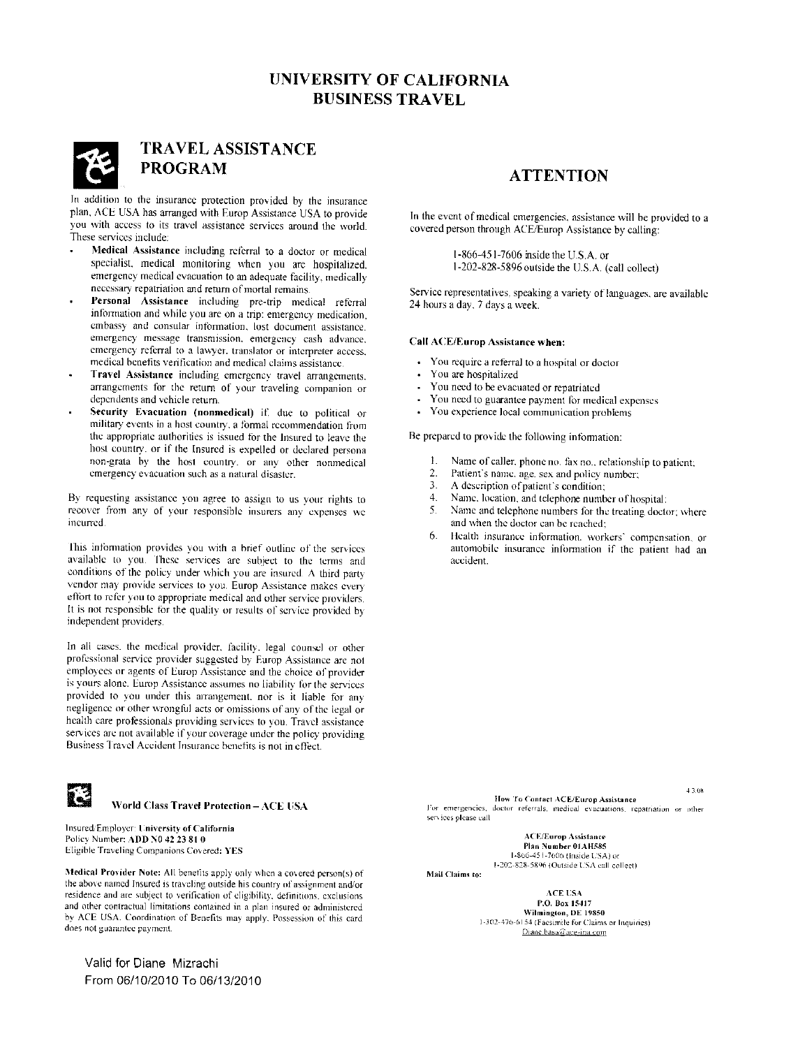# UNIVERSITY OF CALIFORNIA
# BUSINESS TRAVEL

## TRAVEL ASSISTANCE PROGRAM

In addition to the insurance protection provided by the insurance plan, ACE USA has arranged with Europ Assistance USA to provide you with access to its travel assistance services around the world. These services include:

- **Medical Assistance** including referral to a doctor or medical specialist, medical monitoring when you are hospitalized, emergency medical evacuation to an adequate facility, medically necessary repatriation and return of mortal remains.
- **Personal Assistance** including pre-trip medical referral information and while you are on a trip: emergency medication, embassy and consular information, lost document assistance, emergency message transmission, emergency cash advance, emergency referral to a lawyer, translator or interpreter access, medical benefits verification and medical claims assistance.
- **Travel Assistance** including emergency travel arrangements, arrangements for the return of your traveling companion or dependents and vehicle return.
- **Security Evacuation (nonmedical)** if: due to political or military events in a host country, a formal recommendation from the appropriate authorities is issued for the Insured to leave the host country, or if the Insured is expelled or declared persona non-grata by the host country, or any other nonmedical emergency evacuation such as a natural disaster.

By requesting assistance you agree to assign to us your rights to recover from any of your responsible insurers any expenses we incurred.

This information provides you with a brief outline of the services available to you. These services are subject to the terms and conditions of the policy under which you are insured. A third party vendor may provide services to you. Europ Assistance makes every effort to refer you to appropriate medical and other service providers. It is not responsible for the quality or results of service provided by independent providers.

In all cases, the medical provider, facility, legal counsel or other professional service provider suggested by Europ Assistance are not employees or agents of Europ Assistance and the choice of provider is yours alone. Europ Assistance assumes no liability for the services provided to you under this arrangement, nor is it liable for any negligence or other wrongful acts or omissions of any of the legal or health care professionals providing services to you. Travel assistance services are not available if your coverage under the policy providing Business Travel Accident Insurance benefits is not in effect.

## ATTENTION

In the event of medical emergencies, assistance will be provided to a covered person through ACE/Europ Assistance by calling:

1-866-451-7606 inside the U.S.A. or
1-202-828-5896 outside the U.S.A. (call collect)

Service representatives, speaking a variety of languages, are available 24 hours a day, 7 days a week.

**Call ACE/Europ Assistance when:**

- You require a referral to a hospital or doctor
- You are hospitalized
- You need to be evacuated or repatriated
- You need to guarantee payment for medical expenses
- You experience local communication problems

Be prepared to provide the following information:

1. Name of caller, phone no, fax no., relationship to patient;
2. Patient's name, age, sex and policy number;
3. A description of patient's condition;
4. Name, location, and telephone number of hospital;
5. Name and telephone numbers for the treating doctor; where and when the doctor can be reached;
6. Health insurance information, workers' compensation, or automobile insurance information if the patient had an accident.

---

**World Class Travel Protection – ACE USA**

Insured/Employer: **University of California**
Policy Number: **ADD N0 42 23 81 0**
Eligible Traveling Companions Covered: **YES**

**Medical Provider Note:** All benefits apply only when a covered person(s) of the above named Insured is traveling outside his country of assignment and/or residence and are subject to verification of eligibility, definitions, exclusions and other contractual limitations contained in a plan insured or administered by ACE USA. Coordination of Benefits may apply. Possession of this card does not guarantee payment.

4.3.08

**How To Contact ACE/Europ Assistance**
For emergencies, doctor referrals, medical evacuations, repatriation or other services please call

**ACE/Europ Assistance**
**Plan Number 01AH585**
1-866-451-7606 (Inside USA) or
1-202-828-5896 (Outside USA call collect)

**Mail Claims to:**

**ACE USA**
**P.O. Box 15417**
**Wilmington, DE 19850**
1-302-476-6154 (Facsimile for Claims or Inquiries)
Diane.hasa@ace-ina.com

Valid for Diane Mizrachi
From 06/10/2010 To 06/13/2010